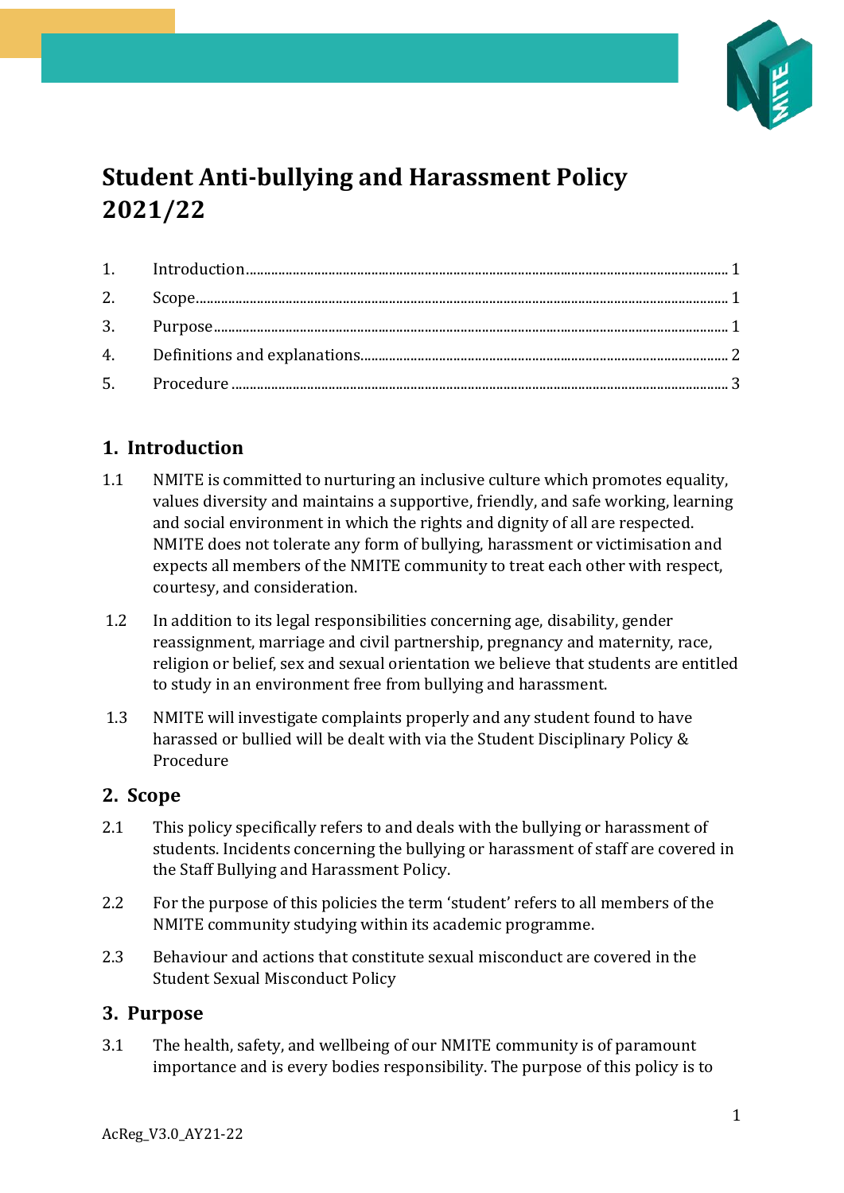# Student Anti-bullying and Harassment Policy 2021/22

1. Introduction ........ 1
2. Scope ........ 1
3. Purpose ........ 1
4. Definitions and explanations ........ 2
5. Procedure ........ 3

## 1. Introduction

1.1 NMITE is committed to nurturing an inclusive culture which promotes equality, values diversity and maintains a supportive, friendly, and safe working, learning and social environment in which the rights and dignity of all are respected. NMITE does not tolerate any form of bullying, harassment or victimisation and expects all members of the NMITE community to treat each other with respect, courtesy, and consideration.

1.2 In addition to its legal responsibilities concerning age, disability, gender reassignment, marriage and civil partnership, pregnancy and maternity, race, religion or belief, sex and sexual orientation we believe that students are entitled to study in an environment free from bullying and harassment.

1.3 NMITE will investigate complaints properly and any student found to have harassed or bullied will be dealt with via the Student Disciplinary Policy & Procedure

## 2. Scope

2.1 This policy specifically refers to and deals with the bullying or harassment of students. Incidents concerning the bullying or harassment of staff are covered in the Staff Bullying and Harassment Policy.

2.2 For the purpose of this policies the term 'student' refers to all members of the NMITE community studying within its academic programme.

2.3 Behaviour and actions that constitute sexual misconduct are covered in the Student Sexual Misconduct Policy

## 3. Purpose

3.1 The health, safety, and wellbeing of our NMITE community is of paramount importance and is every bodies responsibility. The purpose of this policy is to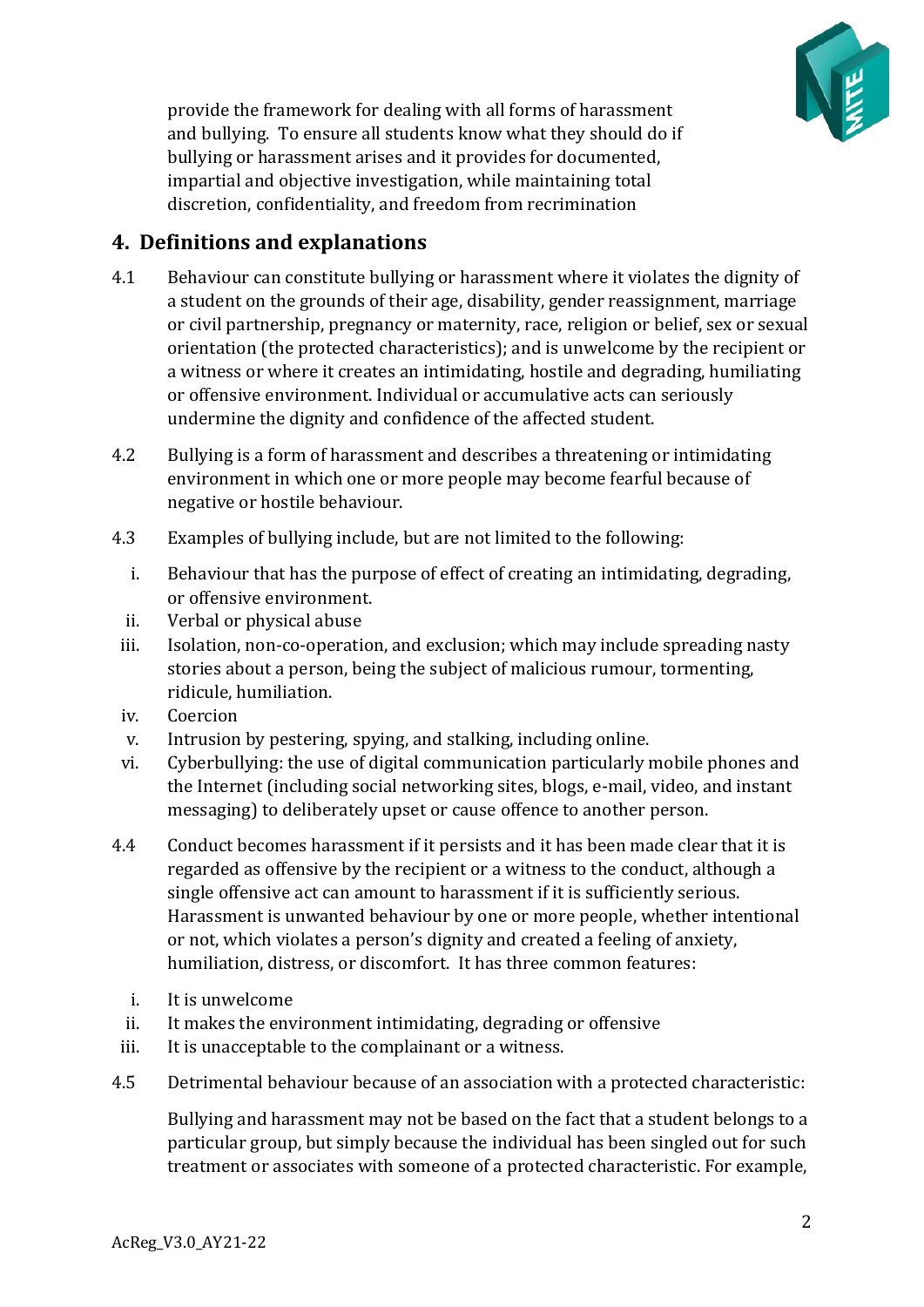provide the framework for dealing with all forms of harassment and bullying. To ensure all students know what they should do if bullying or harassment arises and it provides for documented, impartial and objective investigation, while maintaining total discretion, confidentiality, and freedom from recrimination

## 4. Definitions and explanations

4.1 Behaviour can constitute bullying or harassment where it violates the dignity of a student on the grounds of their age, disability, gender reassignment, marriage or civil partnership, pregnancy or maternity, race, religion or belief, sex or sexual orientation (the protected characteristics); and is unwelcome by the recipient or a witness or where it creates an intimidating, hostile and degrading, humiliating or offensive environment. Individual or accumulative acts can seriously undermine the dignity and confidence of the affected student.

4.2 Bullying is a form of harassment and describes a threatening or intimidating environment in which one or more people may become fearful because of negative or hostile behaviour.

4.3 Examples of bullying include, but are not limited to the following:

i. Behaviour that has the purpose of effect of creating an intimidating, degrading, or offensive environment.
ii. Verbal or physical abuse
iii. Isolation, non-co-operation, and exclusion; which may include spreading nasty stories about a person, being the subject of malicious rumour, tormenting, ridicule, humiliation.
iv. Coercion
v. Intrusion by pestering, spying, and stalking, including online.
vi. Cyberbullying: the use of digital communication particularly mobile phones and the Internet (including social networking sites, blogs, e-mail, video, and instant messaging) to deliberately upset or cause offence to another person.

4.4 Conduct becomes harassment if it persists and it has been made clear that it is regarded as offensive by the recipient or a witness to the conduct, although a single offensive act can amount to harassment if it is sufficiently serious. Harassment is unwanted behaviour by one or more people, whether intentional or not, which violates a person's dignity and created a feeling of anxiety, humiliation, distress, or discomfort. It has three common features:

i. It is unwelcome
ii. It makes the environment intimidating, degrading or offensive
iii. It is unacceptable to the complainant or a witness.

4.5 Detrimental behaviour because of an association with a protected characteristic:

Bullying and harassment may not be based on the fact that a student belongs to a particular group, but simply because the individual has been singled out for such treatment or associates with someone of a protected characteristic. For example,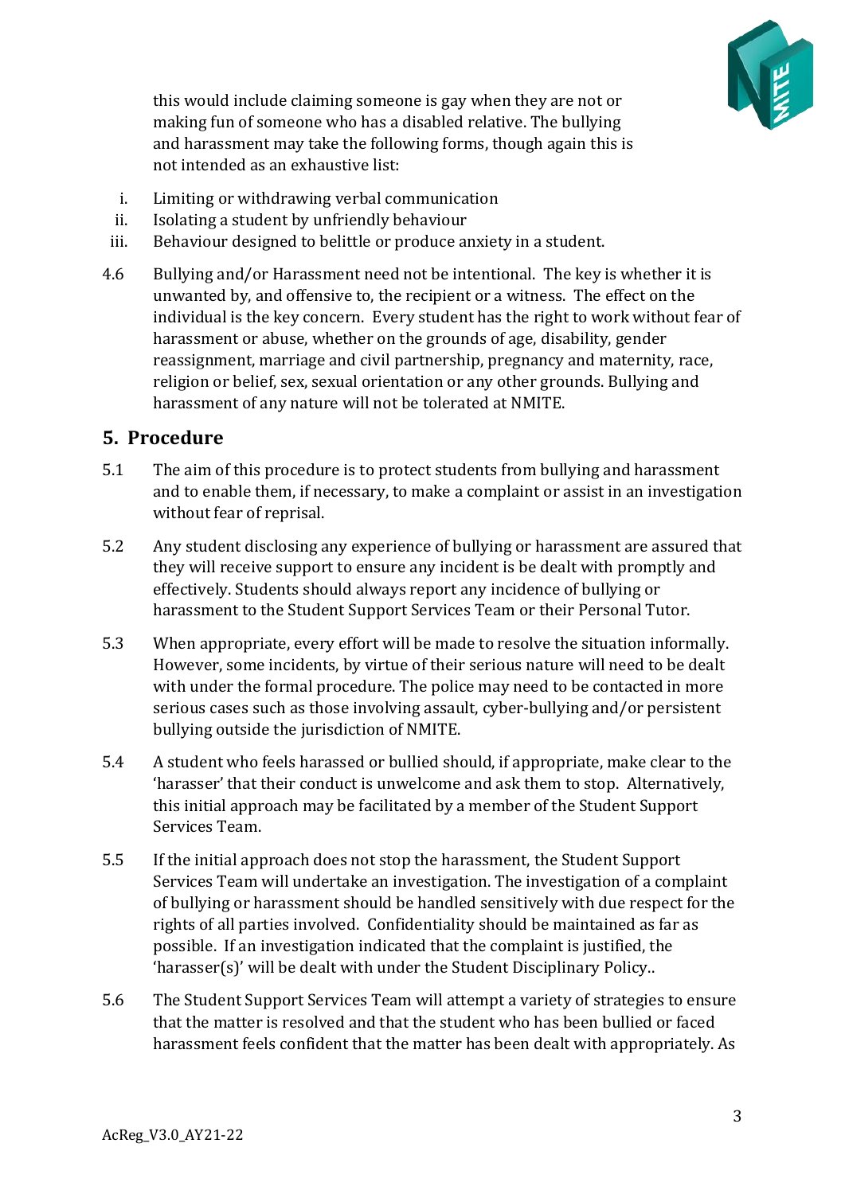this would include claiming someone is gay when they are not or making fun of someone who has a disabled relative. The bullying and harassment may take the following forms, though again this is not intended as an exhaustive list:

i. Limiting or withdrawing verbal communication
ii. Isolating a student by unfriendly behaviour
iii. Behaviour designed to belittle or produce anxiety in a student.

4.6 Bullying and/or Harassment need not be intentional. The key is whether it is unwanted by, and offensive to, the recipient or a witness. The effect on the individual is the key concern. Every student has the right to work without fear of harassment or abuse, whether on the grounds of age, disability, gender reassignment, marriage and civil partnership, pregnancy and maternity, race, religion or belief, sex, sexual orientation or any other grounds. Bullying and harassment of any nature will not be tolerated at NMITE.

## 5. Procedure

5.1 The aim of this procedure is to protect students from bullying and harassment and to enable them, if necessary, to make a complaint or assist in an investigation without fear of reprisal.

5.2 Any student disclosing any experience of bullying or harassment are assured that they will receive support to ensure any incident is be dealt with promptly and effectively. Students should always report any incidence of bullying or harassment to the Student Support Services Team or their Personal Tutor.

5.3 When appropriate, every effort will be made to resolve the situation informally. However, some incidents, by virtue of their serious nature will need to be dealt with under the formal procedure. The police may need to be contacted in more serious cases such as those involving assault, cyber-bullying and/or persistent bullying outside the jurisdiction of NMITE.

5.4 A student who feels harassed or bullied should, if appropriate, make clear to the 'harasser' that their conduct is unwelcome and ask them to stop. Alternatively, this initial approach may be facilitated by a member of the Student Support Services Team.

5.5 If the initial approach does not stop the harassment, the Student Support Services Team will undertake an investigation. The investigation of a complaint of bullying or harassment should be handled sensitively with due respect for the rights of all parties involved. Confidentiality should be maintained as far as possible. If an investigation indicated that the complaint is justified, the 'harasser(s)' will be dealt with under the Student Disciplinary Policy..

5.6 The Student Support Services Team will attempt a variety of strategies to ensure that the matter is resolved and that the student who has been bullied or faced harassment feels confident that the matter has been dealt with appropriately. As

AcReg_V3.0_AY21-22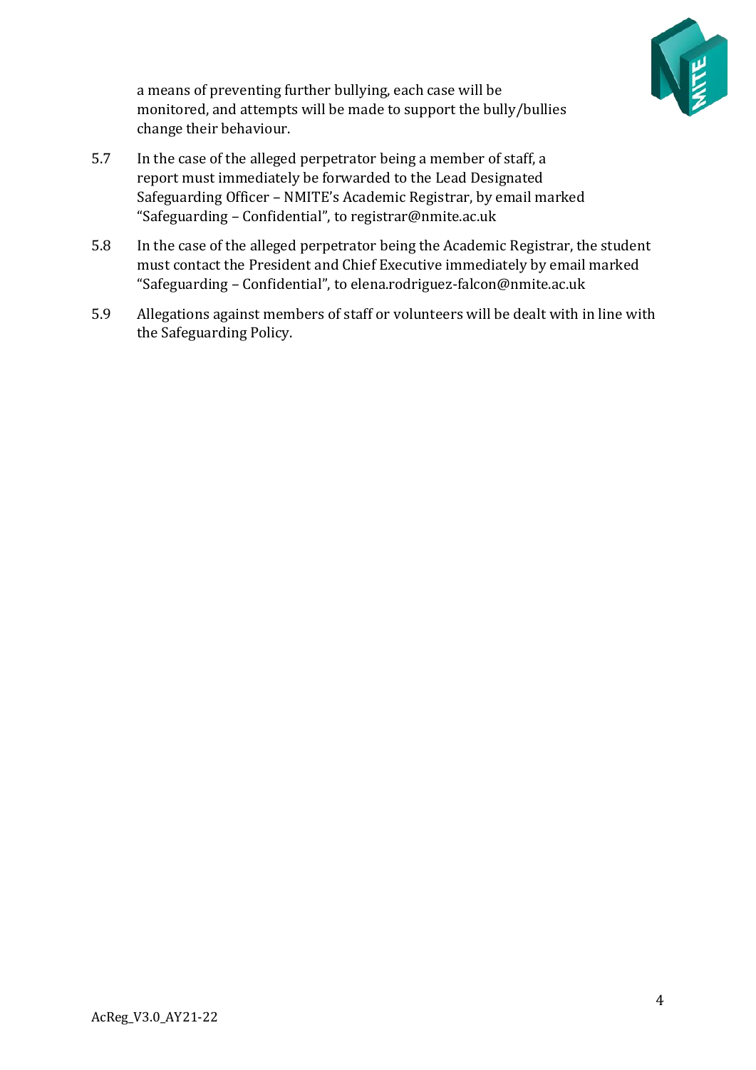a means of preventing further bullying, each case will be monitored, and attempts will be made to support the bully/bullies change their behaviour.

5.7 In the case of the alleged perpetrator being a member of staff, a report must immediately be forwarded to the Lead Designated Safeguarding Officer – NMITE's Academic Registrar, by email marked "Safeguarding – Confidential", to registrar@nmite.ac.uk

5.8 In the case of the alleged perpetrator being the Academic Registrar, the student must contact the President and Chief Executive immediately by email marked "Safeguarding – Confidential", to elena.rodriguez-falcon@nmite.ac.uk

5.9 Allegations against members of staff or volunteers will be dealt with in line with the Safeguarding Policy.